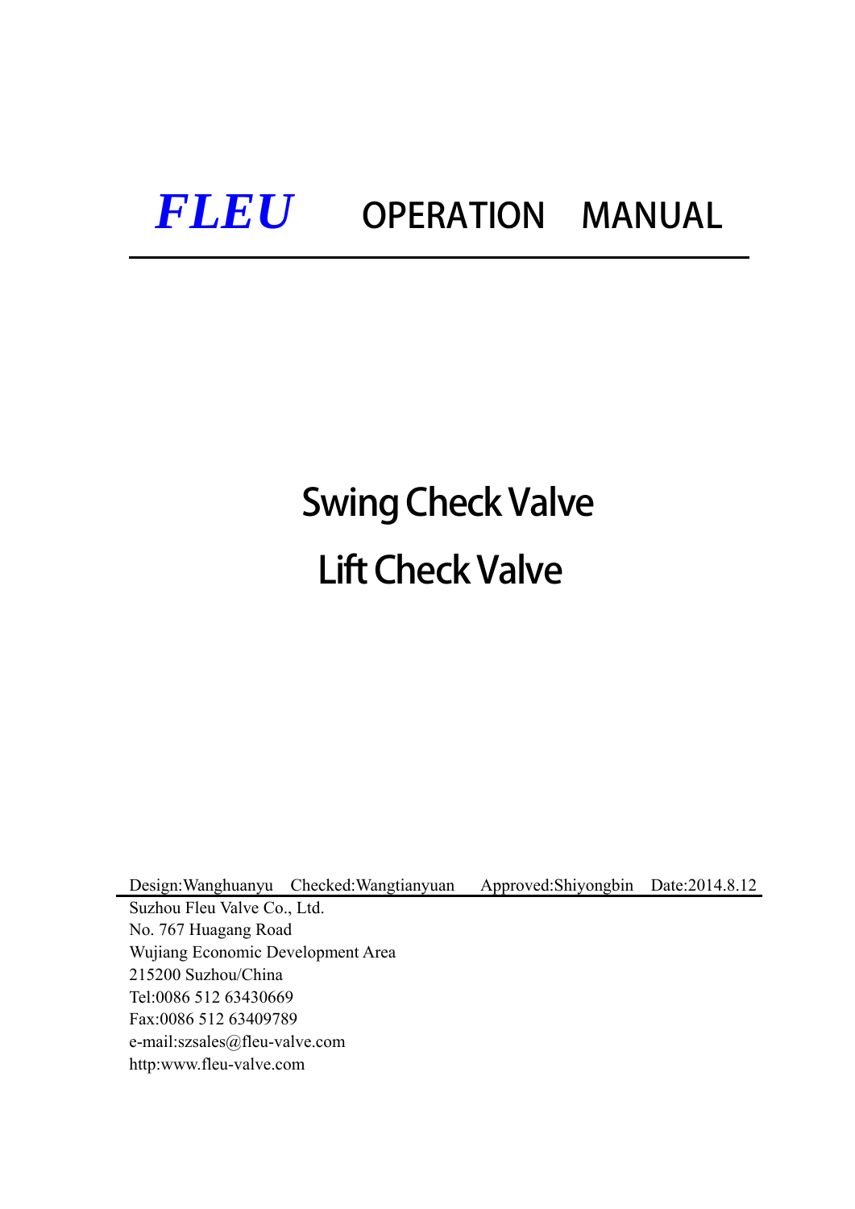# *FLEU* OPERATION MANUAL

## Swing Check Valve

## Lift Check Valve

Design:Wanghuanyu Checked:Wangtianyuan Approved:Shiyongbin Date:2014.8.12

Suzhou Fleu Valve Co., Ltd.
No. 767 Huagang Road
Wujiang Economic Development Area
215200 Suzhou/China
Tel:0086 512 63430669
Fax:0086 512 63409789
e-mail:szsales@fleu-valve.com
http:www.fleu-valve.com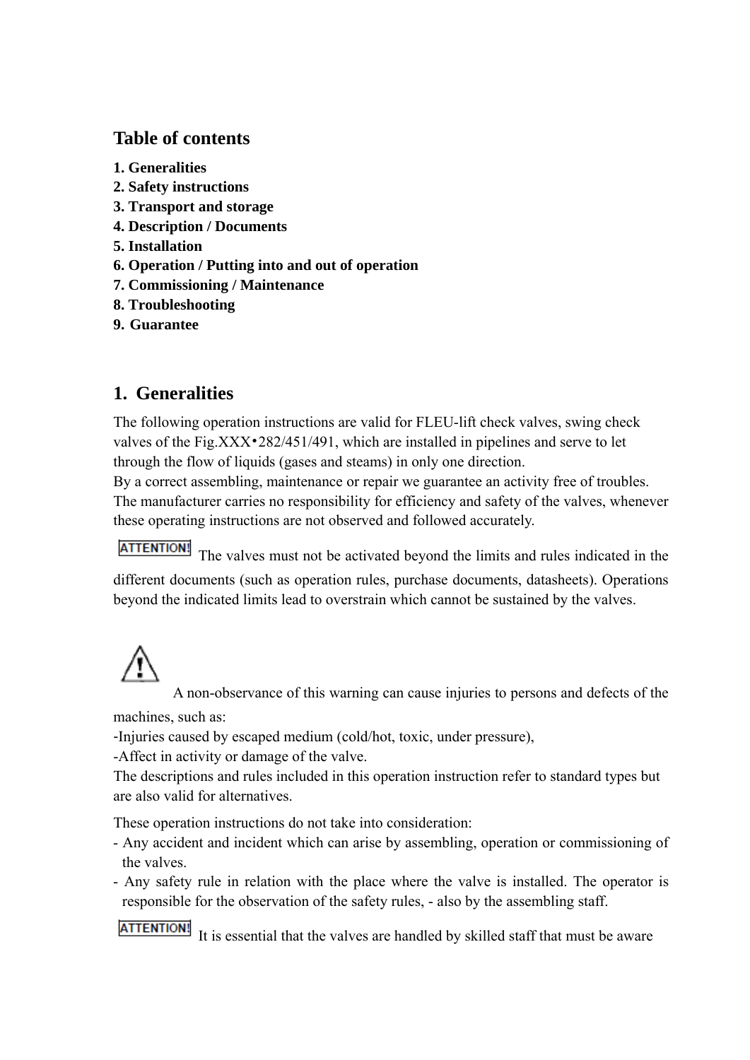## Table of contents

**1. Generalities**
**2. Safety instructions**
**3. Transport and storage**
**4. Description / Documents**
**5. Installation**
**6. Operation / Putting into and out of operation**
**7. Commissioning / Maintenance**
**8. Troubleshooting**
**9. Guarantee**

## 1. Generalities

The following operation instructions are valid for FLEU-lift check valves, swing check valves of the Fig.XXX•282/451/491, which are installed in pipelines and serve to let through the flow of liquids (gases and steams) in only one direction.
By a correct assembling, maintenance or repair we guarantee an activity free of troubles.
The manufacturer carries no responsibility for efficiency and safety of the valves, whenever these operating instructions are not observed and followed accurately.

**ATTENTION!** The valves must not be activated beyond the limits and rules indicated in the different documents (such as operation rules, purchase documents, datasheets). Operations beyond the indicated limits lead to overstrain which cannot be sustained by the valves.

⚠ A non-observance of this warning can cause injuries to persons and defects of the machines, such as:

-Injuries caused by escaped medium (cold/hot, toxic, under pressure),
-Affect in activity or damage of the valve.

The descriptions and rules included in this operation instruction refer to standard types but are also valid for alternatives.

These operation instructions do not take into consideration:

- Any accident and incident which can arise by assembling, operation or commissioning of the valves.
- Any safety rule in relation with the place where the valve is installed. The operator is responsible for the observation of the safety rules, - also by the assembling staff.

**ATTENTION!** It is essential that the valves are handled by skilled staff that must be aware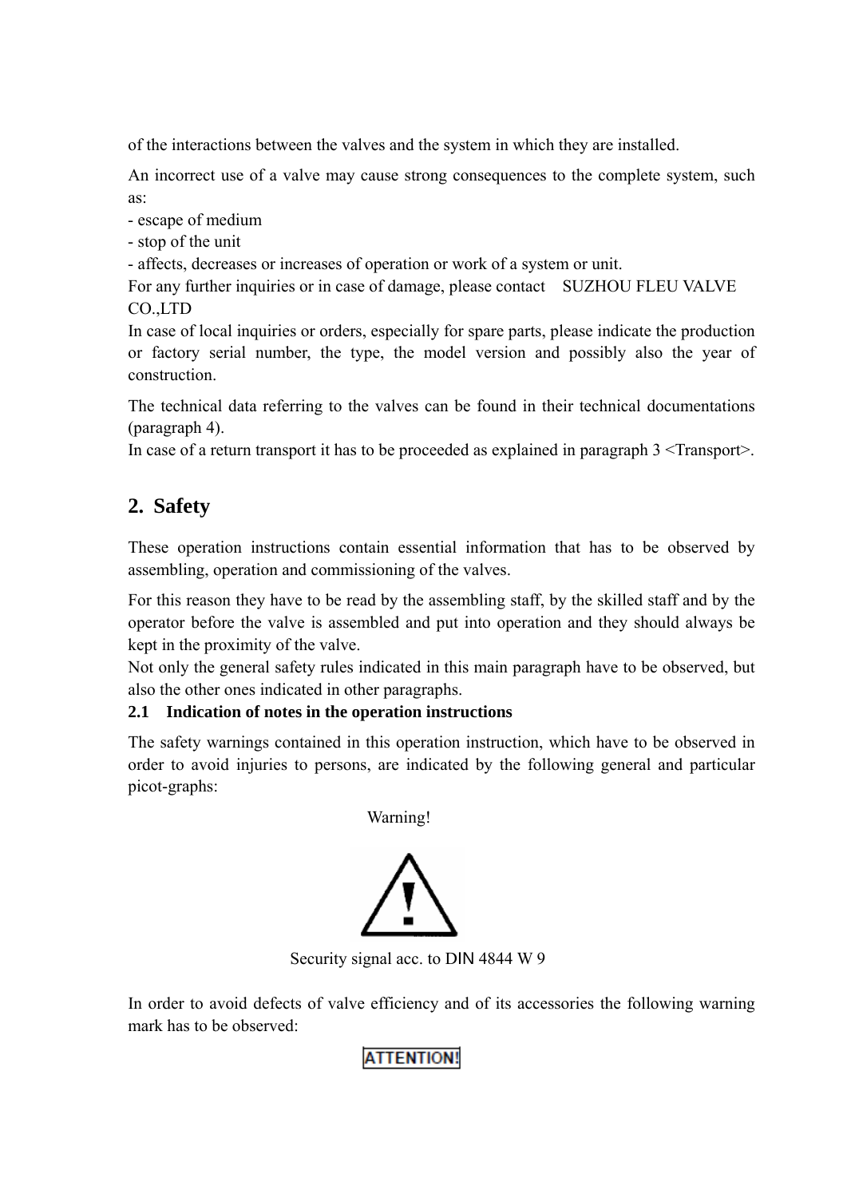of the interactions between the valves and the system in which they are installed.

An incorrect use of a valve may cause strong consequences to the complete system, such as:

- escape of medium
- stop of the unit
- affects, decreases or increases of operation or work of a system or unit.

For any further inquiries or in case of damage, please contact SUZHOU FLEU VALVE CO.,LTD

In case of local inquiries or orders, especially for spare parts, please indicate the production or factory serial number, the type, the model version and possibly also the year of construction.

The technical data referring to the valves can be found in their technical documentations (paragraph 4).

In case of a return transport it has to be proceeded as explained in paragraph 3 <Transport>.

## 2. Safety

These operation instructions contain essential information that has to be observed by assembling, operation and commissioning of the valves.

For this reason they have to be read by the assembling staff, by the skilled staff and by the operator before the valve is assembled and put into operation and they should always be kept in the proximity of the valve.

Not only the general safety rules indicated in this main paragraph have to be observed, but also the other ones indicated in other paragraphs.

### 2.1 Indication of notes in the operation instructions

The safety warnings contained in this operation instruction, which have to be observed in order to avoid injuries to persons, are indicated by the following general and particular picot-graphs:

Warning!

Security signal acc. to DIN 4844 W 9

In order to avoid defects of valve efficiency and of its accessories the following warning mark has to be observed:

ATTENTION!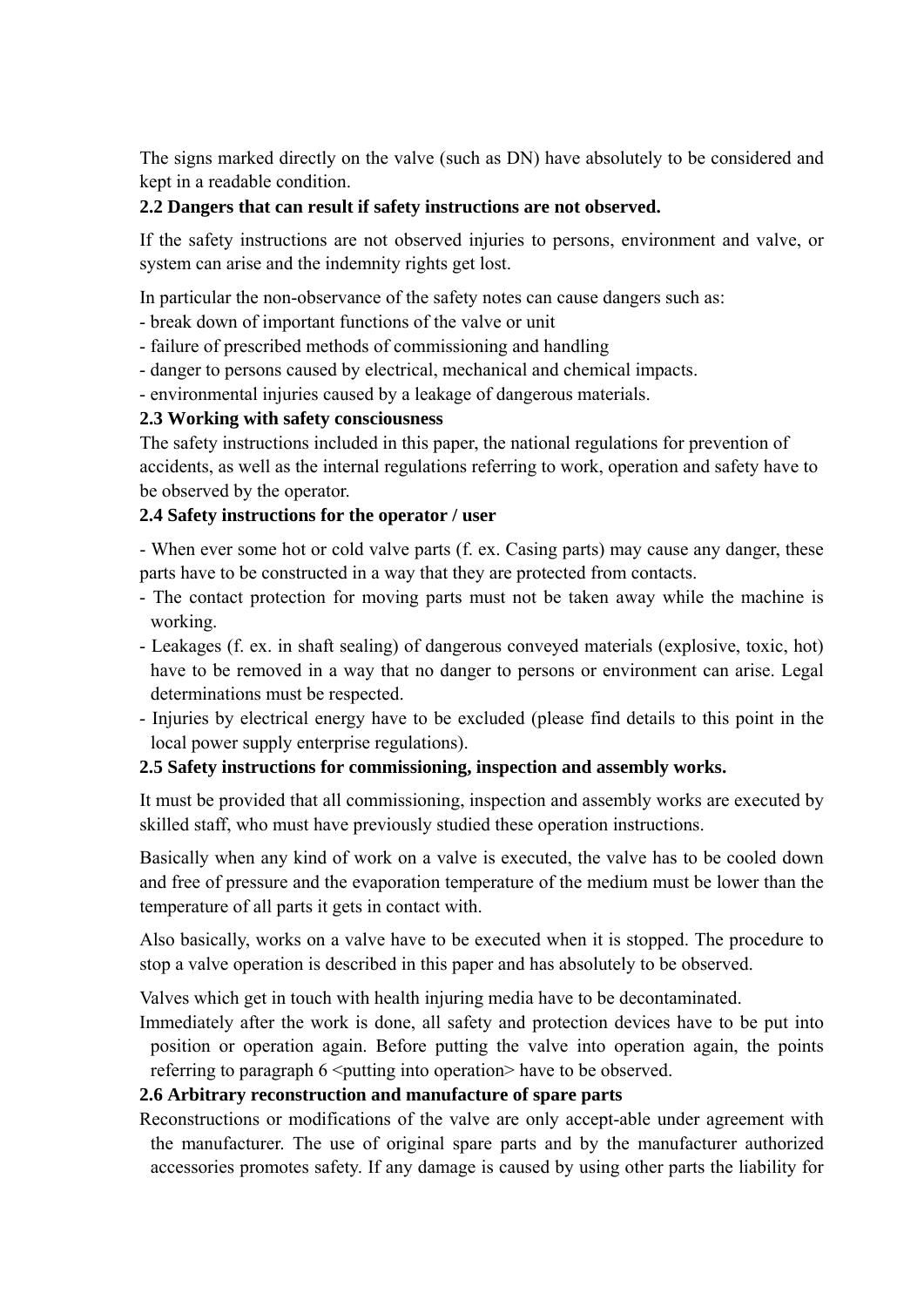The signs marked directly on the valve (such as DN) have absolutely to be considered and kept in a readable condition.

### 2.2 Dangers that can result if safety instructions are not observed.

If the safety instructions are not observed injuries to persons, environment and valve, or system can arise and the indemnity rights get lost.

In particular the non-observance of the safety notes can cause dangers such as:

- break down of important functions of the valve or unit
- failure of prescribed methods of commissioning and handling
- danger to persons caused by electrical, mechanical and chemical impacts.
- environmental injuries caused by a leakage of dangerous materials.

### 2.3 Working with safety consciousness

The safety instructions included in this paper, the national regulations for prevention of accidents, as well as the internal regulations referring to work, operation and safety have to be observed by the operator.

### 2.4 Safety instructions for the operator / user

- When ever some hot or cold valve parts (f. ex. Casing parts) may cause any danger, these parts have to be constructed in a way that they are protected from contacts.
- The contact protection for moving parts must not be taken away while the machine is working.
- Leakages (f. ex. in shaft sealing) of dangerous conveyed materials (explosive, toxic, hot) have to be removed in a way that no danger to persons or environment can arise. Legal determinations must be respected.
- Injuries by electrical energy have to be excluded (please find details to this point in the local power supply enterprise regulations).

### 2.5 Safety instructions for commissioning, inspection and assembly works.

It must be provided that all commissioning, inspection and assembly works are executed by skilled staff, who must have previously studied these operation instructions.

Basically when any kind of work on a valve is executed, the valve has to be cooled down and free of pressure and the evaporation temperature of the medium must be lower than the temperature of all parts it gets in contact with.

Also basically, works on a valve have to be executed when it is stopped. The procedure to stop a valve operation is described in this paper and has absolutely to be observed.

Valves which get in touch with health injuring media have to be decontaminated.

Immediately after the work is done, all safety and protection devices have to be put into position or operation again. Before putting the valve into operation again, the points referring to paragraph 6 <putting into operation> have to be observed.

### 2.6 Arbitrary reconstruction and manufacture of spare parts

Reconstructions or modifications of the valve are only accept-able under agreement with the manufacturer. The use of original spare parts and by the manufacturer authorized accessories promotes safety. If any damage is caused by using other parts the liability for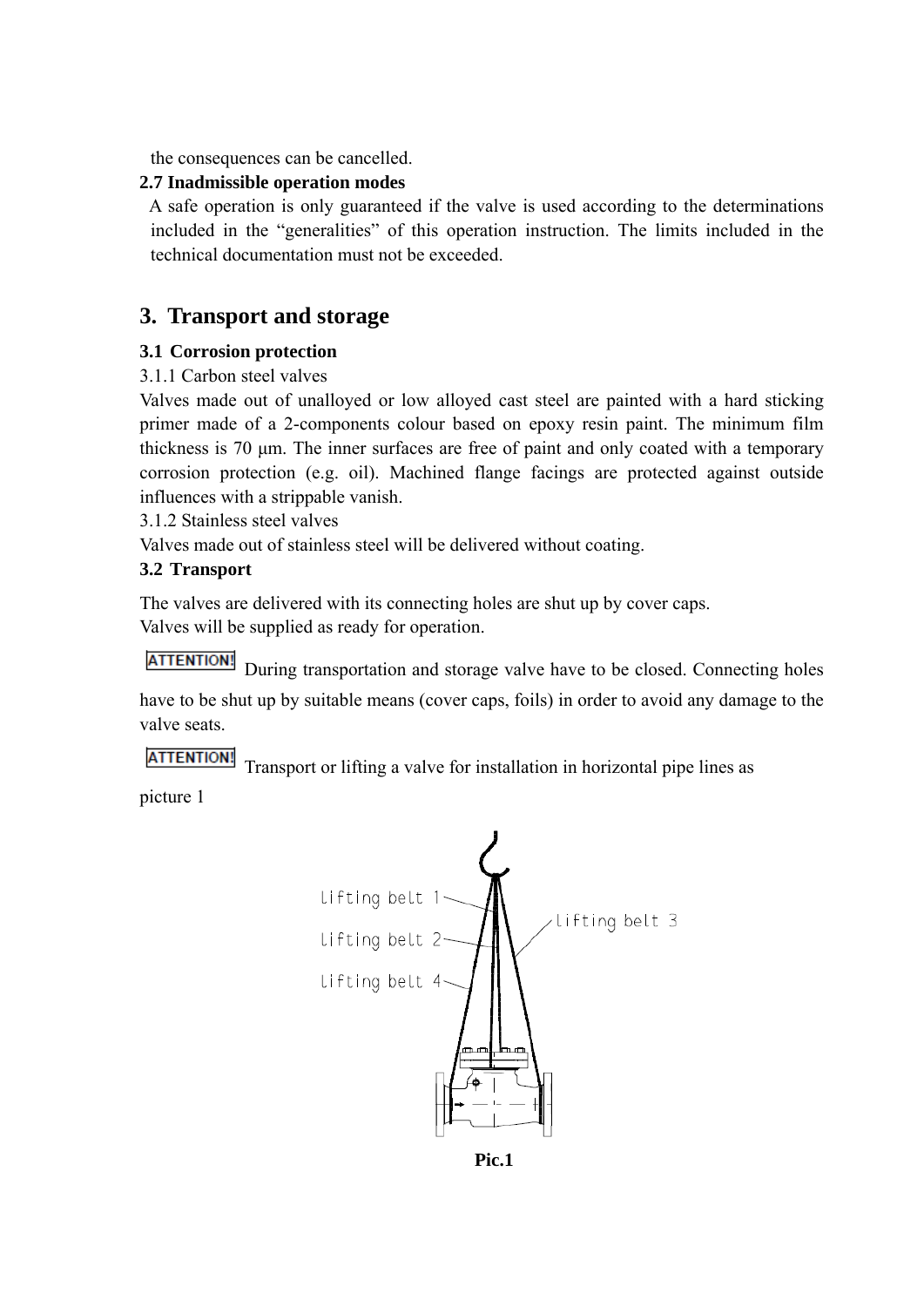the consequences can be cancelled.

**2.7 Inadmissible operation modes**

A safe operation is only guaranteed if the valve is used according to the determinations included in the "generalities" of this operation instruction. The limits included in the technical documentation must not be exceeded.

# 3. Transport and storage

**3.1 Corrosion protection**

3.1.1 Carbon steel valves

Valves made out of unalloyed or low alloyed cast steel are painted with a hard sticking primer made of a 2-components colour based on epoxy resin paint. The minimum film thickness is 70 μm. The inner surfaces are free of paint and only coated with a temporary corrosion protection (e.g. oil). Machined flange facings are protected against outside influences with a strippable vanish.

3.1.2 Stainless steel valves

Valves made out of stainless steel will be delivered without coating.

**3.2 Transport**

The valves are delivered with its connecting holes are shut up by cover caps.
Valves will be supplied as ready for operation.

**ATTENTION!** During transportation and storage valve have to be closed. Connecting holes have to be shut up by suitable means (cover caps, foils) in order to avoid any damage to the valve seats.

**ATTENTION!** Transport or lifting a valve for installation in horizontal pipe lines as picture 1

Lifting belt 1
Lifting belt 2
Lifting belt 3
Lifting belt 4

**Pic.1**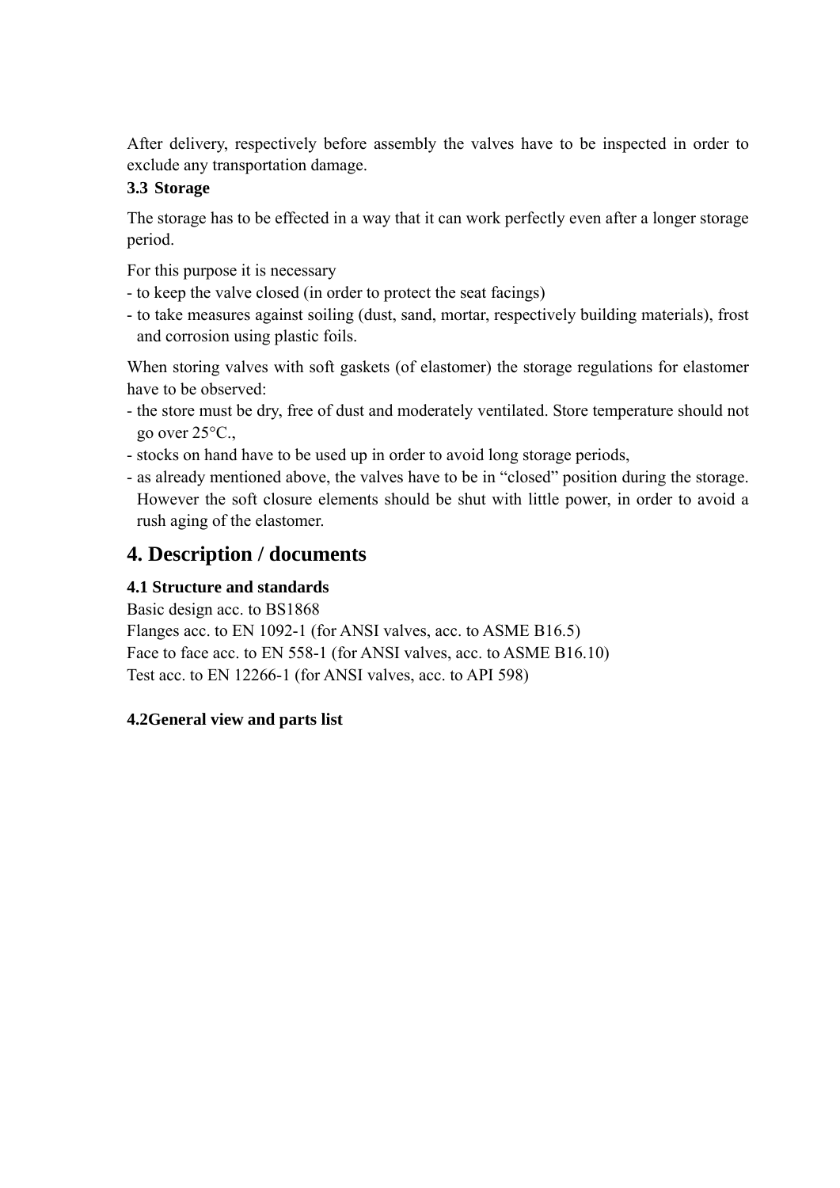After delivery, respectively before assembly the valves have to be inspected in order to exclude any transportation damage.

### 3.3 Storage

The storage has to be effected in a way that it can work perfectly even after a longer storage period.

For this purpose it is necessary
- to keep the valve closed (in order to protect the seat facings)
- to take measures against soiling (dust, sand, mortar, respectively building materials), frost and corrosion using plastic foils.

When storing valves with soft gaskets (of elastomer) the storage regulations for elastomer have to be observed:
- the store must be dry, free of dust and moderately ventilated. Store temperature should not go over 25°C.,
- stocks on hand have to be used up in order to avoid long storage periods,
- as already mentioned above, the valves have to be in “closed” position during the storage. However the soft closure elements should be shut with little power, in order to avoid a rush aging of the elastomer.

## 4. Description / documents

### 4.1 Structure and standards

Basic design acc. to BS1868
Flanges acc. to EN 1092-1 (for ANSI valves, acc. to ASME B16.5)
Face to face acc. to EN 558-1 (for ANSI valves, acc. to ASME B16.10)
Test acc. to EN 12266-1 (for ANSI valves, acc. to API 598)

### 4.2General view and parts list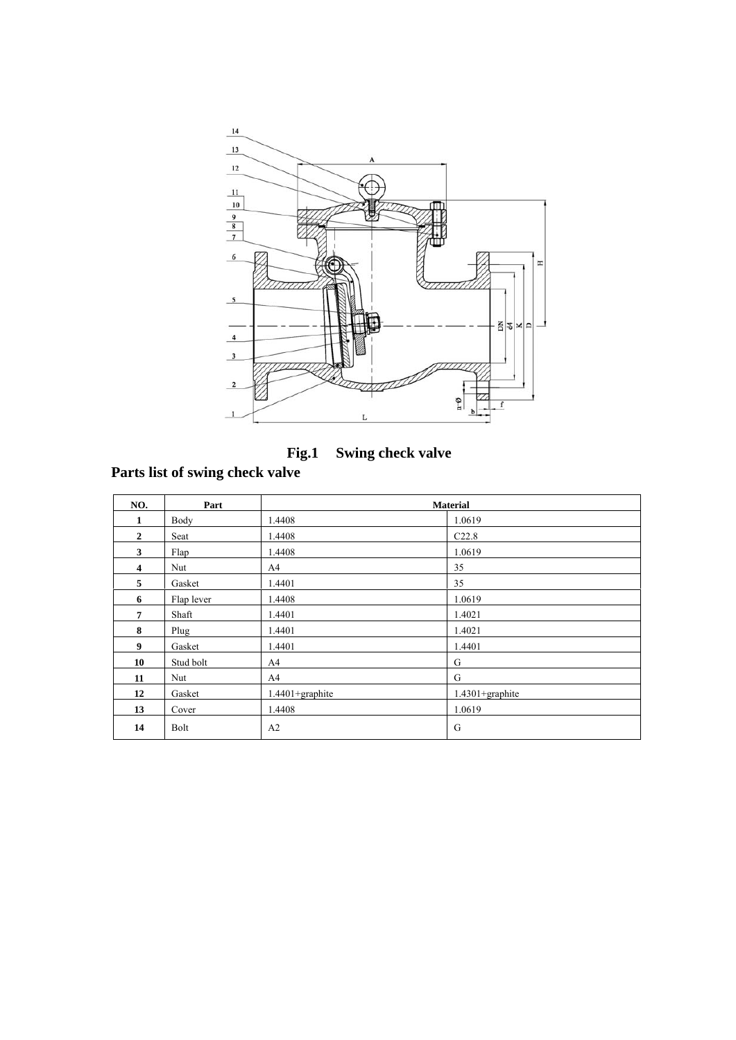**Fig.1 Swing check valve**

## Parts list of swing check valve

| NO. | Part | Material | |
|---|---|---|---|
| 1 | Body | 1.4408 | 1.0619 |
| 2 | Seat | 1.4408 | C22.8 |
| 3 | Flap | 1.4408 | 1.0619 |
| 4 | Nut | A4 | 35 |
| 5 | Gasket | 1.4401 | 35 |
| 6 | Flap lever | 1.4408 | 1.0619 |
| 7 | Shaft | 1.4401 | 1.4021 |
| 8 | Plug | 1.4401 | 1.4021 |
| 9 | Gasket | 1.4401 | 1.4401 |
| 10 | Stud bolt | A4 | G |
| 11 | Nut | A4 | G |
| 12 | Gasket | 1.4401+graphite | 1.4301+graphite |
| 13 | Cover | 1.4408 | 1.0619 |
| 14 | Bolt | A2 | G |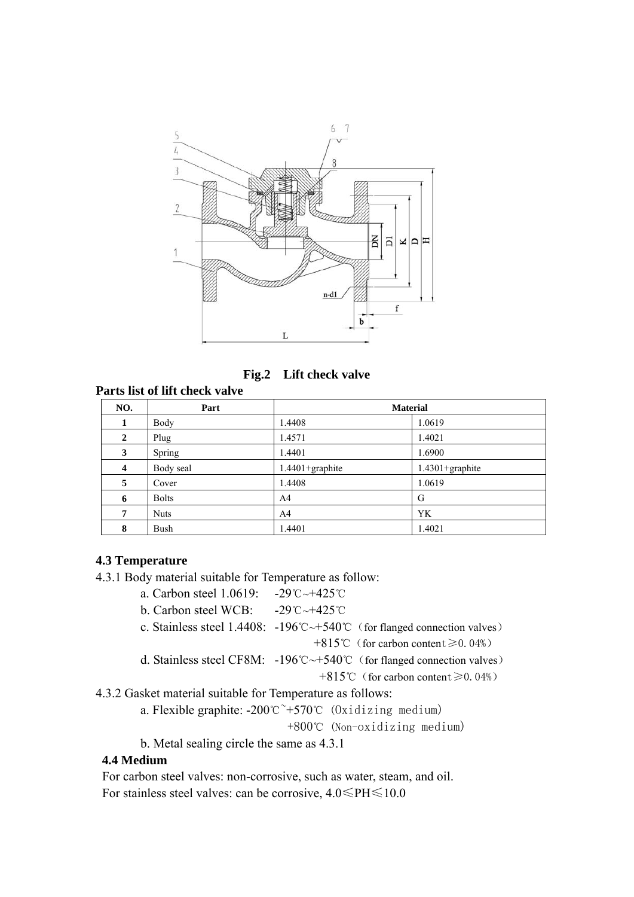**Fig.2 Lift check valve**

**Parts list of lift check valve**

| NO. | Part | Material | |
|---|---|---|---|
| 1 | Body | 1.4408 | 1.0619 |
| 2 | Plug | 1.4571 | 1.4021 |
| 3 | Spring | 1.4401 | 1.6900 |
| 4 | Body seal | 1.4401+graphite | 1.4301+graphite |
| 5 | Cover | 1.4408 | 1.0619 |
| 6 | Bolts | A4 | G |
| 7 | Nuts | A4 | YK |
| 8 | Bush | 1.4401 | 1.4021 |

### 4.3 Temperature

4.3.1 Body material suitable for Temperature as follow:

a. Carbon steel 1.0619: -29℃~+425℃

b. Carbon steel WCB: -29℃~+425℃

c. Stainless steel 1.4408: -196℃~+540℃（for flanged connection valves）
+815℃（for carbon content≥0.04%）

d. Stainless steel CF8M: -196℃~+540℃（for flanged connection valves）
+815℃（for carbon content≥0.04%）

4.3.2 Gasket material suitable for Temperature as follows:

a. Flexible graphite: -200℃~+570℃ (Oxidizing medium)
+800℃ (Non-oxidizing medium)

b. Metal sealing circle the same as 4.3.1

### 4.4 Medium

For carbon steel valves: non-corrosive, such as water, steam, and oil.

For stainless steel valves: can be corrosive, 4.0≤PH≤10.0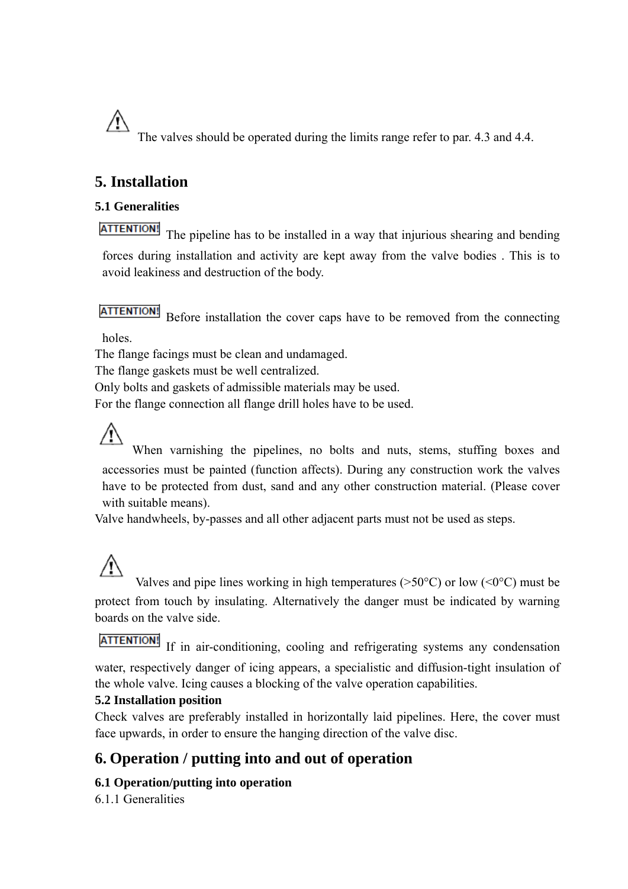⚠ The valves should be operated during the limits range refer to par. 4.3 and 4.4.

# 5. Installation

### 5.1 Generalities

**ATTENTION!** The pipeline has to be installed in a way that injurious shearing and bending forces during installation and activity are kept away from the valve bodies . This is to avoid leakiness and destruction of the body.

**ATTENTION!** Before installation the cover caps have to be removed from the connecting holes.

The flange facings must be clean and undamaged.

The flange gaskets must be well centralized.

Only bolts and gaskets of admissible materials may be used.

For the flange connection all flange drill holes have to be used.

⚠ When varnishing the pipelines, no bolts and nuts, stems, stuffing boxes and accessories must be painted (function affects). During any construction work the valves have to be protected from dust, sand and any other construction material. (Please cover with suitable means).

Valve handwheels, by-passes and all other adjacent parts must not be used as steps.

⚠ Valves and pipe lines working in high temperatures (>50°C) or low (<0°C) must be protect from touch by insulating. Alternatively the danger must be indicated by warning boards on the valve side.

**ATTENTION!** If in air-conditioning, cooling and refrigerating systems any condensation water, respectively danger of icing appears, a specialistic and diffusion-tight insulation of the whole valve. Icing causes a blocking of the valve operation capabilities.

### 5.2 Installation position

Check valves are preferably installed in horizontally laid pipelines. Here, the cover must face upwards, in order to ensure the hanging direction of the valve disc.

# 6. Operation / putting into and out of operation

### 6.1 Operation/putting into operation

6.1.1 Generalities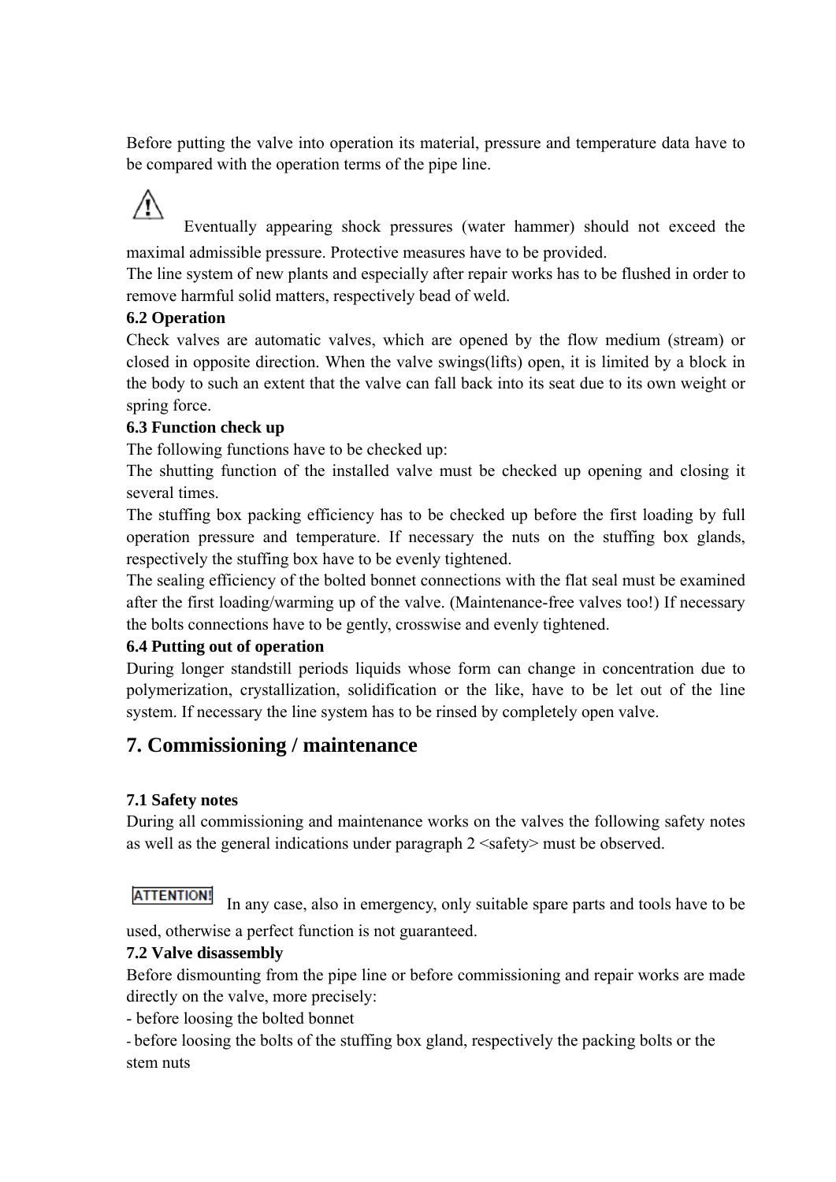Before putting the valve into operation its material, pressure and temperature data have to be compared with the operation terms of the pipe line.

⚠ Eventually appearing shock pressures (water hammer) should not exceed the maximal admissible pressure. Protective measures have to be provided.

The line system of new plants and especially after repair works has to be flushed in order to remove harmful solid matters, respectively bead of weld.

**6.2 Operation**

Check valves are automatic valves, which are opened by the flow medium (stream) or closed in opposite direction. When the valve swings(lifts) open, it is limited by a block in the body to such an extent that the valve can fall back into its seat due to its own weight or spring force.

**6.3 Function check up**

The following functions have to be checked up:

The shutting function of the installed valve must be checked up opening and closing it several times.

The stuffing box packing efficiency has to be checked up before the first loading by full operation pressure and temperature. If necessary the nuts on the stuffing box glands, respectively the stuffing box have to be evenly tightened.

The sealing efficiency of the bolted bonnet connections with the flat seal must be examined after the first loading/warming up of the valve. (Maintenance-free valves too!) If necessary the bolts connections have to be gently, crosswise and evenly tightened.

**6.4 Putting out of operation**

During longer standstill periods liquids whose form can change in concentration due to polymerization, crystallization, solidification or the like, have to be let out of the line system. If necessary the line system has to be rinsed by completely open valve.

## 7. Commissioning / maintenance

**7.1 Safety notes**

During all commissioning and maintenance works on the valves the following safety notes as well as the general indications under paragraph 2 <safety> must be observed.

**ATTENTION!** In any case, also in emergency, only suitable spare parts and tools have to be used, otherwise a perfect function is not guaranteed.

**7.2 Valve disassembly**

Before dismounting from the pipe line or before commissioning and repair works are made directly on the valve, more precisely:

- before loosing the bolted bonnet
- before loosing the bolts of the stuffing box gland, respectively the packing bolts or the stem nuts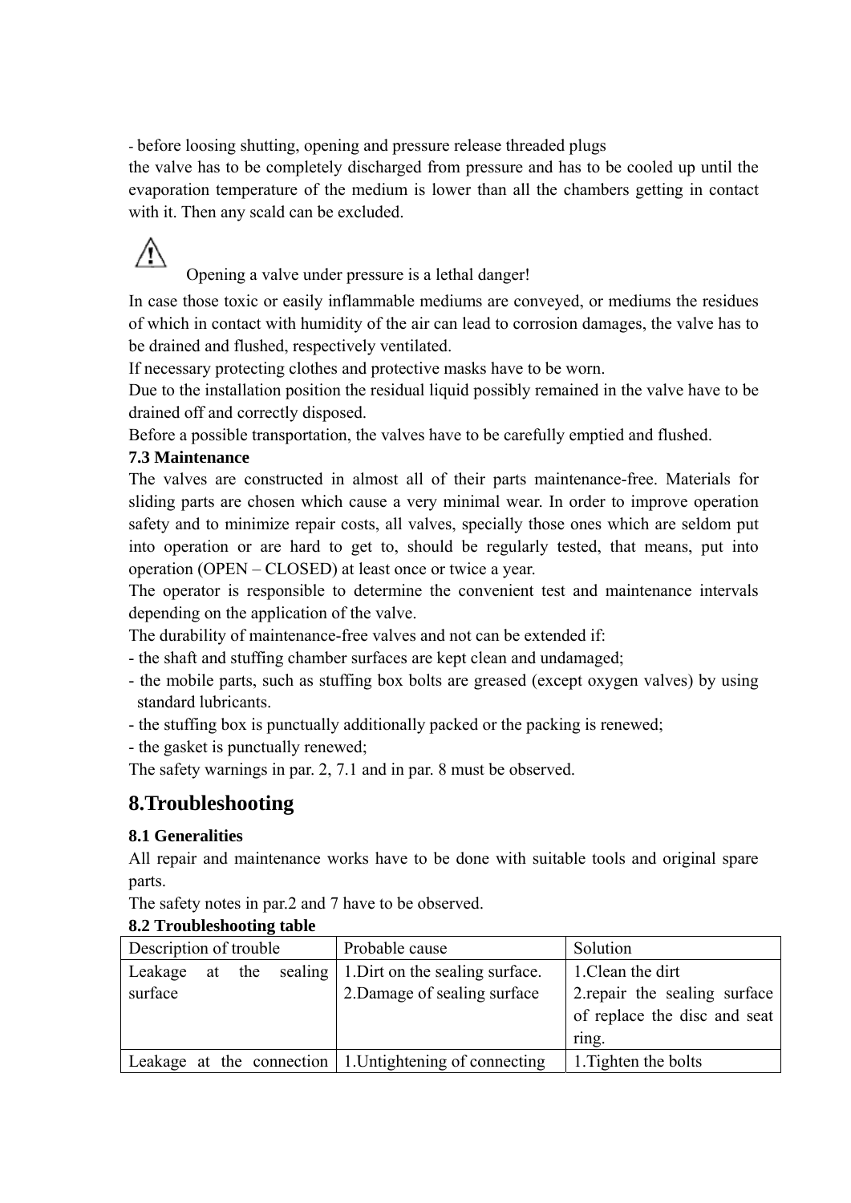- before loosing shutting, opening and pressure release threaded plugs

the valve has to be completely discharged from pressure and has to be cooled up until the evaporation temperature of the medium is lower than all the chambers getting in contact with it. Then any scald can be excluded.

⚠ Opening a valve under pressure is a lethal danger!

In case those toxic or easily inflammable mediums are conveyed, or mediums the residues of which in contact with humidity of the air can lead to corrosion damages, the valve has to be drained and flushed, respectively ventilated.

If necessary protecting clothes and protective masks have to be worn.

Due to the installation position the residual liquid possibly remained in the valve have to be drained off and correctly disposed.

Before a possible transportation, the valves have to be carefully emptied and flushed.

**7.3 Maintenance**

The valves are constructed in almost all of their parts maintenance-free. Materials for sliding parts are chosen which cause a very minimal wear. In order to improve operation safety and to minimize repair costs, all valves, specially those ones which are seldom put into operation or are hard to get to, should be regularly tested, that means, put into operation (OPEN – CLOSED) at least once or twice a year.

The operator is responsible to determine the convenient test and maintenance intervals depending on the application of the valve.

The durability of maintenance-free valves and not can be extended if:

- the shaft and stuffing chamber surfaces are kept clean and undamaged;
- the mobile parts, such as stuffing box bolts are greased (except oxygen valves) by using standard lubricants.
- the stuffing box is punctually additionally packed or the packing is renewed;
- the gasket is punctually renewed;

The safety warnings in par. 2, 7.1 and in par. 8 must be observed.

# 8.Troubleshooting

**8.1 Generalities**

All repair and maintenance works have to be done with suitable tools and original spare parts.

The safety notes in par.2 and 7 have to be observed.

**8.2 Troubleshooting table**

| Description of trouble | Probable cause | Solution |
|---|---|---|
| Leakage at the sealing surface | 1.Dirt on the sealing surface.<br>2.Damage of sealing surface | 1.Clean the dirt<br>2.repair the sealing surface of replace the disc and seat ring. |
| Leakage at the connection | 1.Untightening of connecting | 1.Tighten the bolts |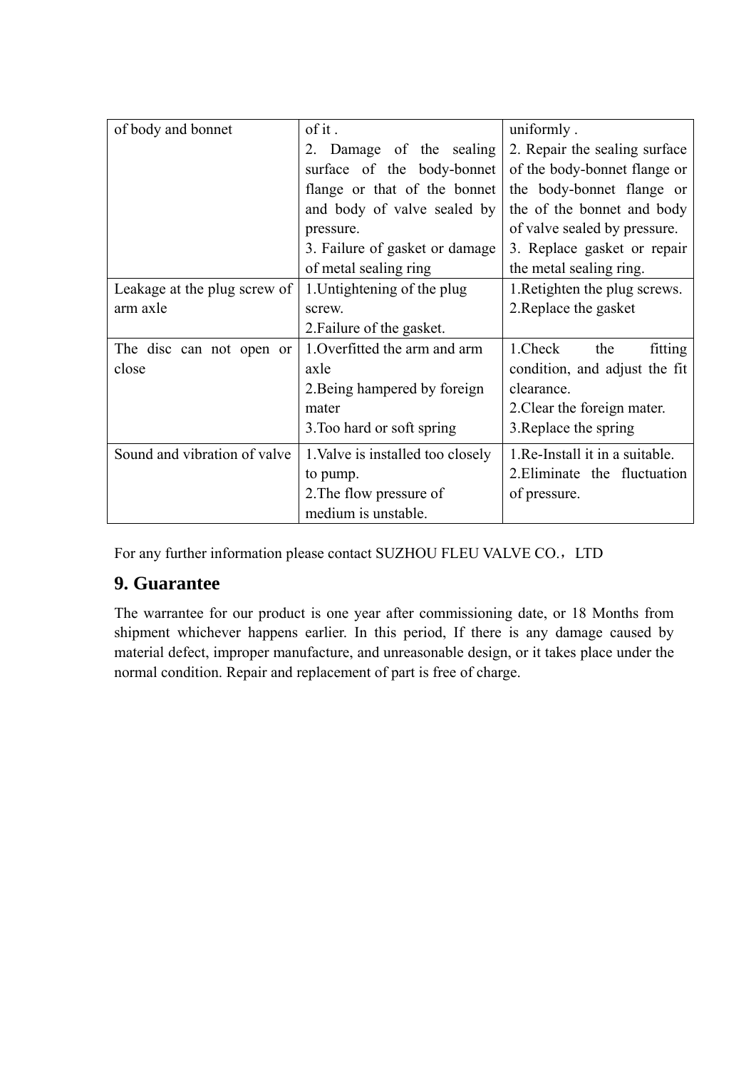| | | |
|---|---|---|
| of body and bonnet | of it .<br>2. Damage of the sealing surface of the body-bonnet flange or that of the bonnet and body of valve sealed by pressure.<br>3. Failure of gasket or damage of metal sealing ring | uniformly .<br>2. Repair the sealing surface of the body-bonnet flange or the body-bonnet flange or the of the bonnet and body of valve sealed by pressure.<br>3. Replace gasket or repair the metal sealing ring. |
| Leakage at the plug screw of arm axle | 1.Untightening of the plug screw.<br>2.Failure of the gasket. | 1.Retighten the plug screws.<br>2.Replace the gasket |
| The disc can not open or close | 1.Overfitted the arm and arm axle<br>2.Being hampered by foreign mater<br>3.Too hard or soft spring | 1.Check the fitting condition, and adjust the fit clearance.<br>2.Clear the foreign mater.<br>3.Replace the spring |
| Sound and vibration of valve | 1.Valve is installed too closely to pump.<br>2.The flow pressure of medium is unstable. | 1.Re-Install it in a suitable.<br>2.Eliminate the fluctuation of pressure. |

For any further information please contact SUZHOU FLEU VALVE CO.，LTD

## 9. Guarantee

The warrantee for our product is one year after commissioning date, or 18 Months from shipment whichever happens earlier. In this period, If there is any damage caused by material defect, improper manufacture, and unreasonable design, or it takes place under the normal condition. Repair and replacement of part is free of charge.